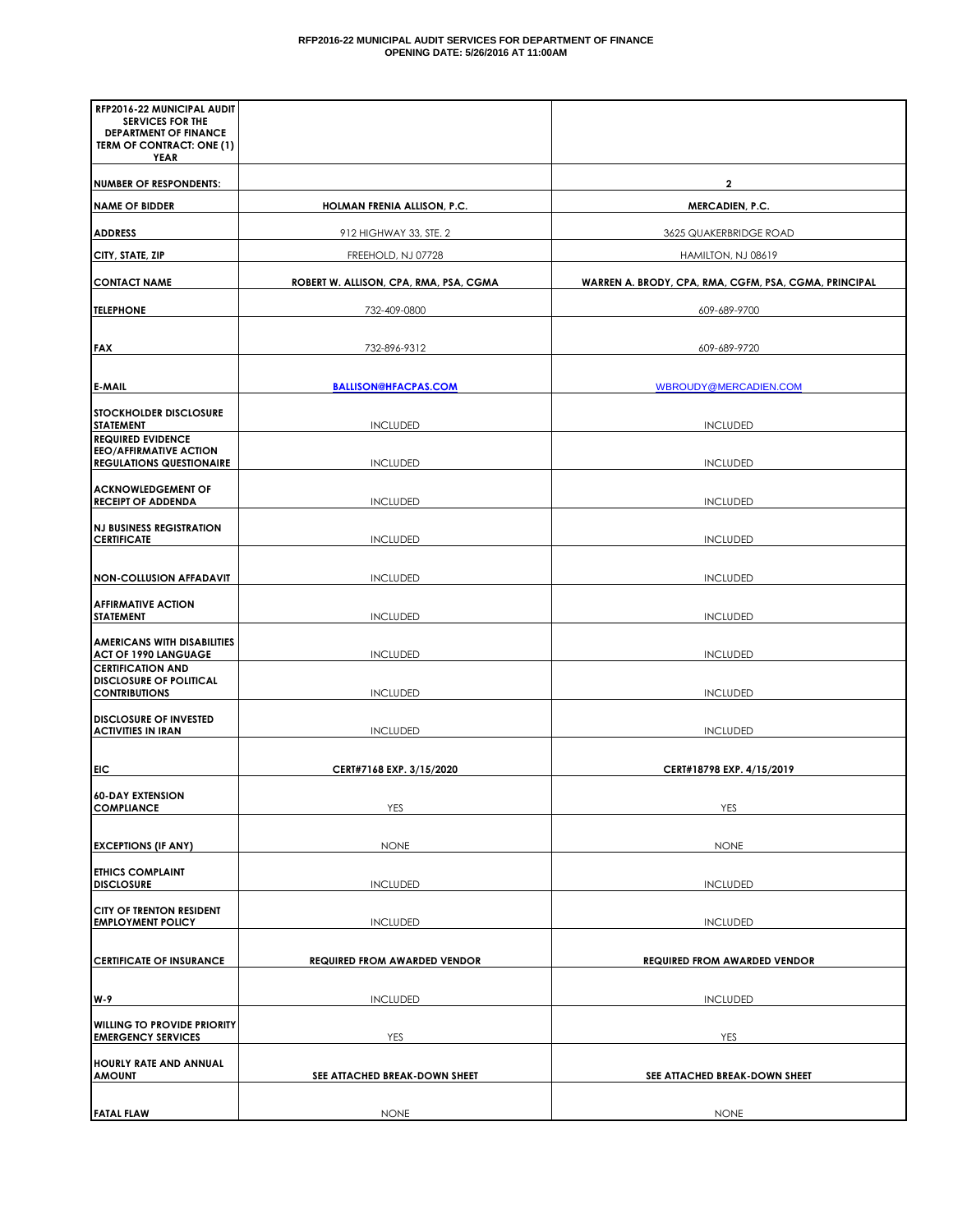**RFP2016-22 MUNICIPAL AUDIT SERVICES FOR DEPARTMENT OF FINANCE**
**OPENING DATE: 5/26/2016 AT 11:00AM**

| RFP2016-22 MUNICIPAL AUDIT SERVICES FOR THE DEPARTMENT OF FINANCE TERM OF CONTRACT: ONE (1) YEAR | | |
|---|---|---|
| NUMBER OF RESPONDENTS: | | 2 |
| NAME OF BIDDER | HOLMAN FRENIA ALLISON, P.C. | MERCADIEN, P.C. |
| ADDRESS | 912 HIGHWAY 33, STE. 2 | 3625 QUAKERBRIDGE ROAD |
| CITY, STATE, ZIP | FREEHOLD, NJ 07728 | HAMILTON, NJ 08619 |
| CONTACT NAME | ROBERT W. ALLISON, CPA, RMA, PSA, CGMA | WARREN A. BRODY, CPA, RMA, CGFM, PSA, CGMA, PRINCIPAL |
| TELEPHONE | 732-409-0800 | 609-689-9700 |
| FAX | 732-896-9312 | 609-689-9720 |
| E-MAIL | BALLISON@HFACPAS.COM | WBROUDY@MERCADIEN.COM |
| STOCKHOLDER DISCLOSURE STATEMENT | INCLUDED | INCLUDED |
| REQUIRED EVIDENCE EEO/AFFIRMATIVE ACTION REGULATIONS QUESTIONAIRE | INCLUDED | INCLUDED |
| ACKNOWLEDGEMENT OF RECEIPT OF ADDENDA | INCLUDED | INCLUDED |
| NJ BUSINESS REGISTRATION CERTIFICATE | INCLUDED | INCLUDED |
| NON-COLLUSION AFFADAVIT | INCLUDED | INCLUDED |
| AFFIRMATIVE ACTION STATEMENT | INCLUDED | INCLUDED |
| AMERICANS WITH DISABILITIES ACT OF 1990 LANGUAGE | INCLUDED | INCLUDED |
| CERTIFICATION AND DISCLOSURE OF POLITICAL CONTRIBUTIONS | INCLUDED | INCLUDED |
| DISCLOSURE OF INVESTED ACTIVITIES IN IRAN | INCLUDED | INCLUDED |
| EIC | CERT#7168 EXP. 3/15/2020 | CERT#18798 EXP. 4/15/2019 |
| 60-DAY EXTENSION COMPLIANCE | YES | YES |
| EXCEPTIONS (IF ANY) | NONE | NONE |
| ETHICS COMPLAINT DISCLOSURE | INCLUDED | INCLUDED |
| CITY OF TRENTON RESIDENT EMPLOYMENT POLICY | INCLUDED | INCLUDED |
| CERTIFICATE OF INSURANCE | REQUIRED FROM AWARDED VENDOR | REQUIRED FROM AWARDED VENDOR |
| W-9 | INCLUDED | INCLUDED |
| WILLING TO PROVIDE PRIORITY EMERGENCY SERVICES | YES | YES |
| HOURLY RATE AND ANNUAL AMOUNT | SEE ATTACHED BREAK-DOWN SHEET | SEE ATTACHED BREAK-DOWN SHEET |
| FATAL FLAW | NONE | NONE |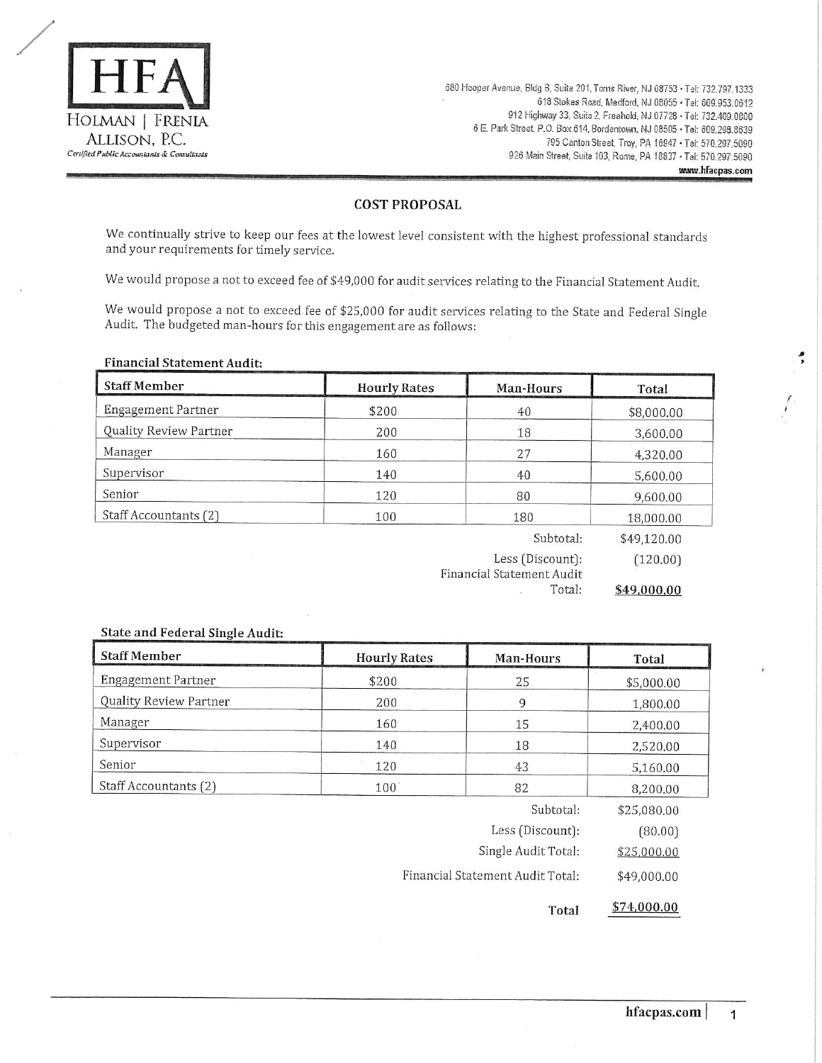HFA

HOLMAN | FRENIA ALLISON, P.C.

*Certified Public Accountants & Consultants*

680 Hooper Avenue, Bldg B, Suite 201, Toms River, NJ 08753 • Tel: 732.797.1333
618 Stokes Road, Medford, NJ 08055 • Tel: 609.953.0612
912 Highway 33, Suite 2, Freehold, NJ 07728 • Tel: 732.409.0800
6 E. Park Street, P.O. Box 614, Bordentown, NJ 08505 • Tel: 609.298.8639
795 Canton Street, Troy, PA 16947 • Tel: 570.297.5090
926 Main Street, Suite 103, Rome, PA 18837 • Tel: 570.297.5090
www.hfacpas.com

## COST PROPOSAL

We continually strive to keep our fees at the lowest level consistent with the highest professional standards and your requirements for timely service.

We would propose a not to exceed fee of $49,000 for audit services relating to the Financial Statement Audit.

We would propose a not to exceed fee of $25,000 for audit services relating to the State and Federal Single Audit. The budgeted man-hours for this engagement are as follows:

### Financial Statement Audit:

| Staff Member | Hourly Rates | Man-Hours | Total |
|---|---|---|---|
| Engagement Partner | $200 | 40 | $8,000.00 |
| Quality Review Partner | 200 | 18 | 3,600.00 |
| Manager | 160 | 27 | 4,320.00 |
| Supervisor | 140 | 40 | 5,600.00 |
| Senior | 120 | 80 | 9,600.00 |
| Staff Accountants (2) | 100 | 180 | 18,000.00 |
| | | Subtotal: | $49,120.00 |
| | | Less (Discount): | (120.00) |
| | | Financial Statement Audit Total: | **$49,000.00** |

### State and Federal Single Audit:

| Staff Member | Hourly Rates | Man-Hours | Total |
|---|---|---|---|
| Engagement Partner | $200 | 25 | $5,000.00 |
| Quality Review Partner | 200 | 9 | 1,800.00 |
| Manager | 160 | 15 | 2,400.00 |
| Supervisor | 140 | 18 | 2,520.00 |
| Senior | 120 | 43 | 5,160.00 |
| Staff Accountants (2) | 100 | 82 | 8,200.00 |
| | | Subtotal: | $25,080.00 |
| | | Less (Discount): | (80.00) |
| | | Single Audit Total: | $25,000.00 |
| | | Financial Statement Audit Total: | $49,000.00 |
| | | **Total** | $74,000.00 |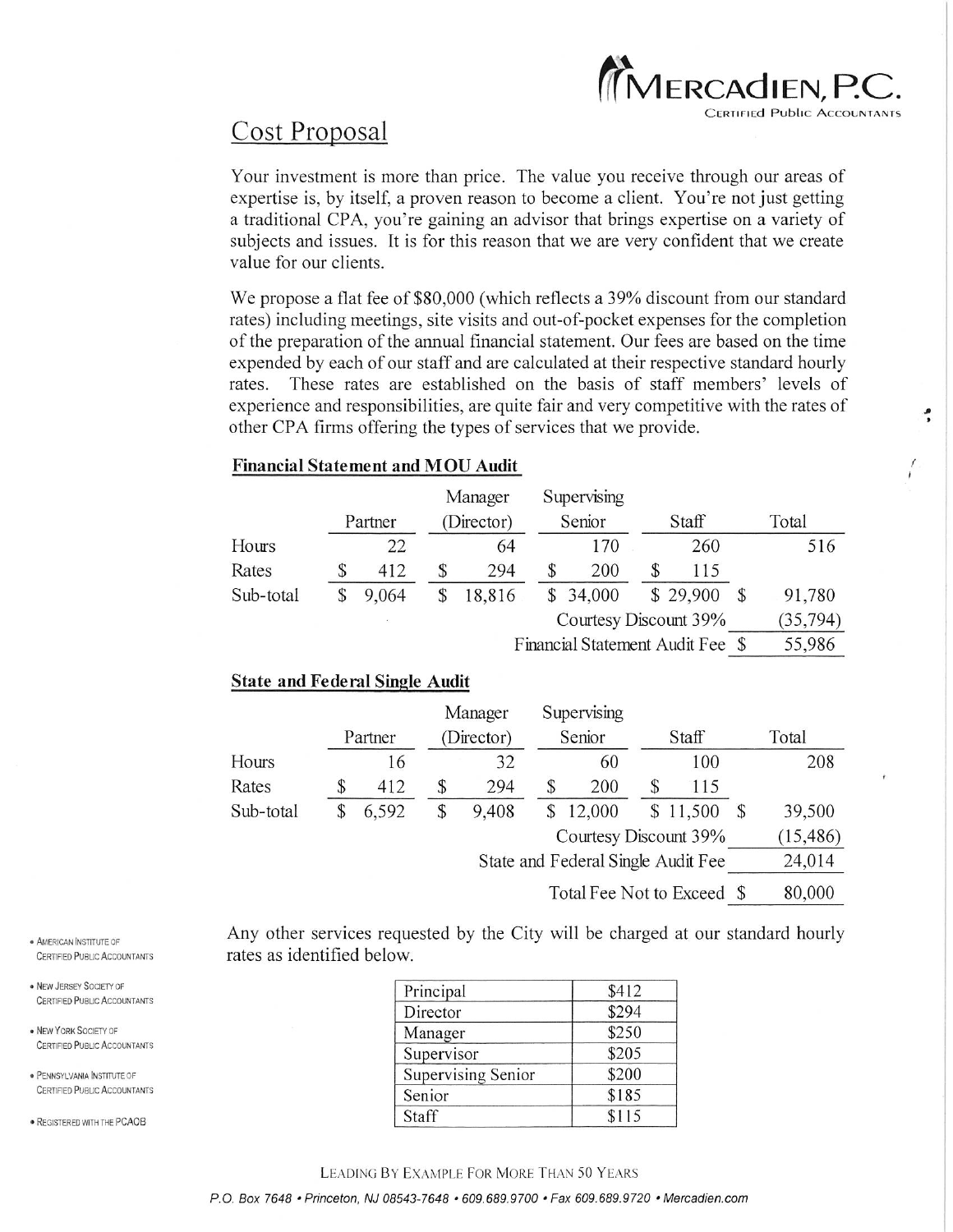Mercadien, P.C.
Certified Public Accountants

# Cost Proposal

Your investment is more than price. The value you receive through our areas of expertise is, by itself, a proven reason to become a client. You're not just getting a traditional CPA, you're gaining an advisor that brings expertise on a variety of subjects and issues. It is for this reason that we are very confident that we create value for our clients.

We propose a flat fee of $80,000 (which reflects a 39% discount from our standard rates) including meetings, site visits and out-of-pocket expenses for the completion of the preparation of the annual financial statement. Our fees are based on the time expended by each of our staff and are calculated at their respective standard hourly rates. These rates are established on the basis of staff members' levels of experience and responsibilities, are quite fair and very competitive with the rates of other CPA firms offering the types of services that we provide.

**Financial Statement and MOU Audit**

| | Partner | Manager (Director) | Supervising Senior | Staff | Total |
|---|---|---|---|---|---|
| Hours | 22 | 64 | 170 | 260 | 516 |
| Rates | $ 412 | $ 294 | $ 200 | $ 115 | |
| Sub-total | $ 9,064 | $ 18,816 | $ 34,000 | $ 29,900 | $ 91,780 |
| | | | Courtesy Discount 39% | | (35,794) |
| | | | Financial Statement Audit Fee | | $ 55,986 |

**State and Federal Single Audit**

| | Partner | Manager (Director) | Supervising Senior | Staff | Total |
|---|---|---|---|---|---|
| Hours | 16 | 32 | 60 | 100 | 208 |
| Rates | $ 412 | $ 294 | $ 200 | $ 115 | |
| Sub-total | $ 6,592 | $ 9,408 | $ 12,000 | $ 11,500 | $ 39,500 |
| | | | Courtesy Discount 39% | | (15,486) |
| | | | State and Federal Single Audit Fee | | 24,014 |
| | | | Total Fee Not to Exceed | | $ 80,000 |

Any other services requested by the City will be charged at our standard hourly rates as identified below.

| | |
|---|---|
| Principal | $412 |
| Director | $294 |
| Manager | $250 |
| Supervisor | $205 |
| Supervising Senior | $200 |
| Senior | $185 |
| Staff | $115 |

- American Institute of Certified Public Accountants
- New Jersey Society of Certified Public Accountants
- New York Society of Certified Public Accountants
- Pennsylvania Institute of Certified Public Accountants
- Registered with the PCAOB

Leading By Example For More Than 50 Years

P.O. Box 7648 • Princeton, NJ 08543-7648 • 609.689.9700 • Fax 609.689.9720 • Mercadien.com